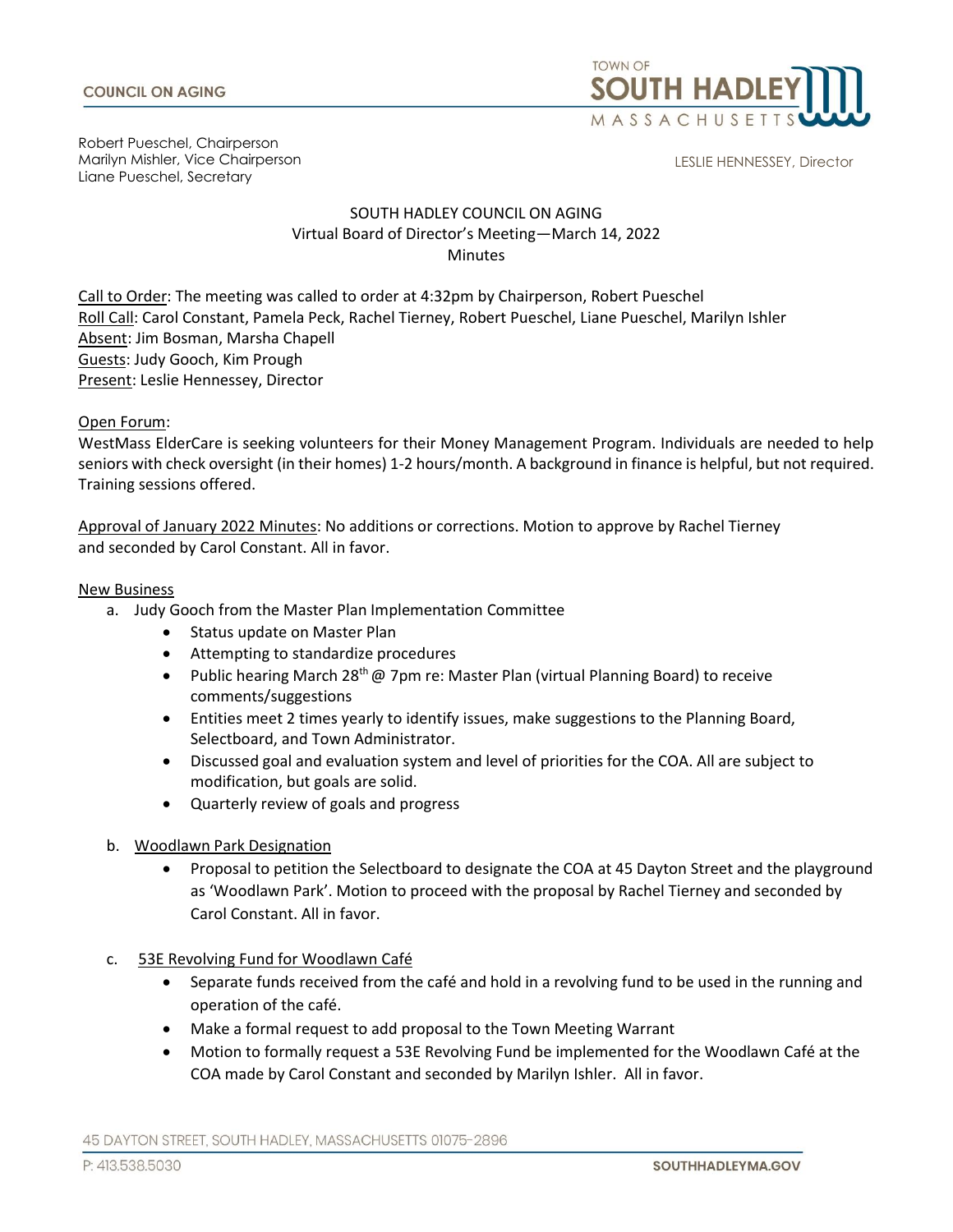COUNCIL ON AGING

TOWN OF SOUTH HADLEY MASSACHUSETTS

Robert Pueschel, Chairperson
Marilyn Mishler, Vice Chairperson
Liane Pueschel, Secretary

LESLIE HENNESSEY, Director

# SOUTH HADLEY COUNCIL ON AGING
## Virtual Board of Director's Meeting—March 14, 2022
## Minutes

Call to Order: The meeting was called to order at 4:32pm by Chairperson, Robert Pueschel
Roll Call: Carol Constant, Pamela Peck, Rachel Tierney, Robert Pueschel, Liane Pueschel, Marilyn Ishler
Absent: Jim Bosman, Marsha Chapell
Guests: Judy Gooch, Kim Prough
Present: Leslie Hennessey, Director

Open Forum:
WestMass ElderCare is seeking volunteers for their Money Management Program. Individuals are needed to help seniors with check oversight (in their homes) 1-2 hours/month. A background in finance is helpful, but not required. Training sessions offered.

Approval of January 2022 Minutes: No additions or corrections. Motion to approve by Rachel Tierney and seconded by Carol Constant. All in favor.

New Business

a. Judy Gooch from the Master Plan Implementation Committee
   - Status update on Master Plan
   - Attempting to standardize procedures
   - Public hearing March 28th @ 7pm re: Master Plan (virtual Planning Board) to receive comments/suggestions
   - Entities meet 2 times yearly to identify issues, make suggestions to the Planning Board, Selectboard, and Town Administrator.
   - Discussed goal and evaluation system and level of priorities for the COA. All are subject to modification, but goals are solid.
   - Quarterly review of goals and progress

b. Woodlawn Park Designation
   - Proposal to petition the Selectboard to designate the COA at 45 Dayton Street and the playground as 'Woodlawn Park'. Motion to proceed with the proposal by Rachel Tierney and seconded by Carol Constant. All in favor.

c. 53E Revolving Fund for Woodlawn Café
   - Separate funds received from the café and hold in a revolving fund to be used in the running and operation of the café.
   - Make a formal request to add proposal to the Town Meeting Warrant
   - Motion to formally request a 53E Revolving Fund be implemented for the Woodlawn Café at the COA made by Carol Constant and seconded by Marilyn Ishler. All in favor.

45 DAYTON STREET, SOUTH HADLEY, MASSACHUSETTS 01075-2896
P: 413.538.5030 SOUTHHADLEYMA.GOV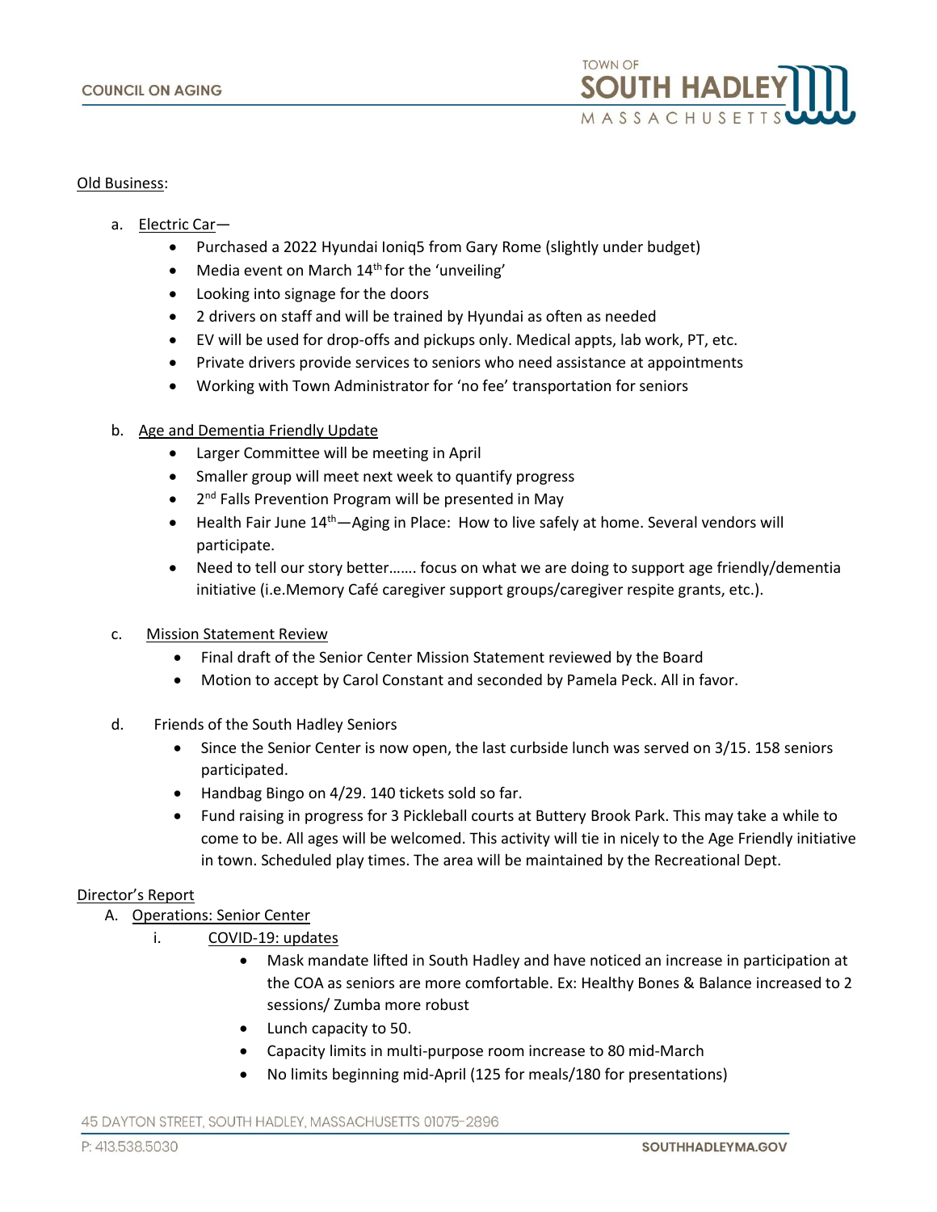Old Business:

a. Electric Car—
    - Purchased a 2022 Hyundai Ioniq5 from Gary Rome (slightly under budget)
    - Media event on March 14th for the 'unveiling'
    - Looking into signage for the doors
    - 2 drivers on staff and will be trained by Hyundai as often as needed
    - EV will be used for drop-offs and pickups only. Medical appts, lab work, PT, etc.
    - Private drivers provide services to seniors who need assistance at appointments
    - Working with Town Administrator for 'no fee' transportation for seniors

b. Age and Dementia Friendly Update
    - Larger Committee will be meeting in April
    - Smaller group will meet next week to quantify progress
    - 2nd Falls Prevention Program will be presented in May
    - Health Fair June 14th—Aging in Place: How to live safely at home. Several vendors will participate.
    - Need to tell our story better……. focus on what we are doing to support age friendly/dementia initiative (i.e.Memory Café caregiver support groups/caregiver respite grants, etc.).

c. Mission Statement Review
    - Final draft of the Senior Center Mission Statement reviewed by the Board
    - Motion to accept by Carol Constant and seconded by Pamela Peck. All in favor.

d. Friends of the South Hadley Seniors
    - Since the Senior Center is now open, the last curbside lunch was served on 3/15. 158 seniors participated.
    - Handbag Bingo on 4/29. 140 tickets sold so far.
    - Fund raising in progress for 3 Pickleball courts at Buttery Brook Park. This may take a while to come to be. All ages will be welcomed. This activity will tie in nicely to the Age Friendly initiative in town. Scheduled play times. The area will be maintained by the Recreational Dept.

Director's Report

A. Operations: Senior Center
    i. COVID-19: updates
        - Mask mandate lifted in South Hadley and have noticed an increase in participation at the COA as seniors are more comfortable. Ex: Healthy Bones & Balance increased to 2 sessions/ Zumba more robust
        - Lunch capacity to 50.
        - Capacity limits in multi-purpose room increase to 80 mid-March
        - No limits beginning mid-April (125 for meals/180 for presentations)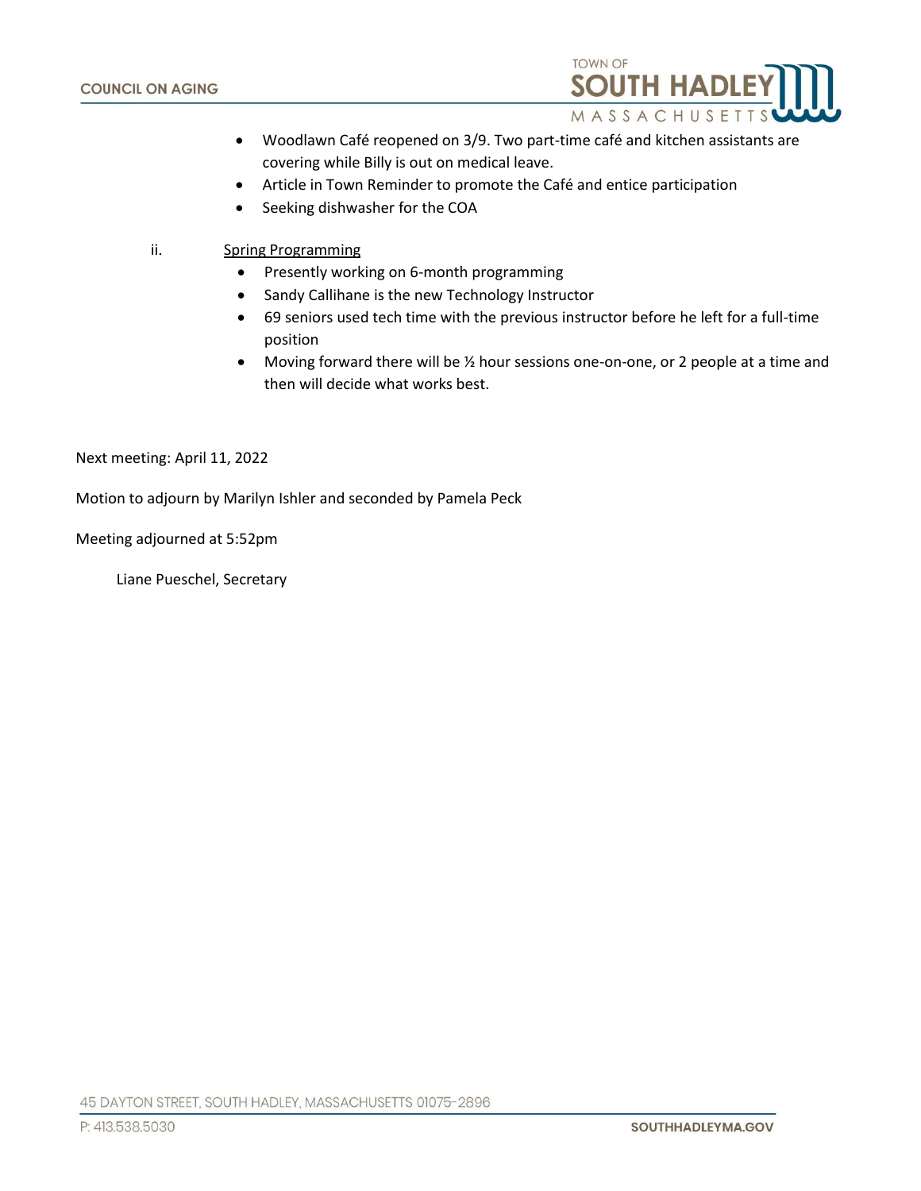- Woodlawn Café reopened on 3/9. Two part-time café and kitchen assistants are covering while Billy is out on medical leave.
- Article in Town Reminder to promote the Café and entice participation
- Seeking dishwasher for the COA

ii. Spring Programming

- Presently working on 6-month programming
- Sandy Callihane is the new Technology Instructor
- 69 seniors used tech time with the previous instructor before he left for a full-time position
- Moving forward there will be ½ hour sessions one-on-one, or 2 people at a time and then will decide what works best.

Next meeting: April 11, 2022

Motion to adjourn by Marilyn Ishler and seconded by Pamela Peck

Meeting adjourned at 5:52pm

Liane Pueschel, Secretary